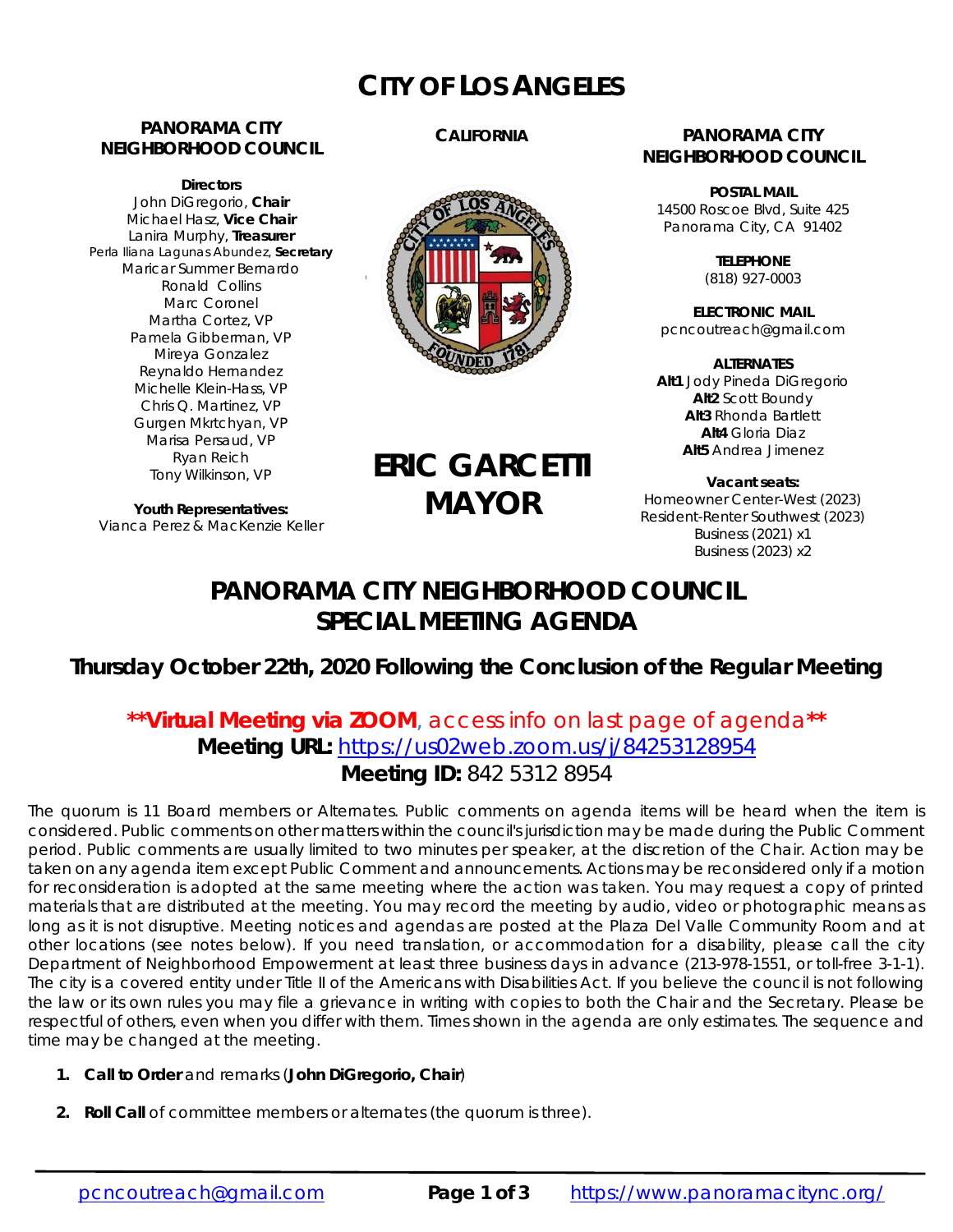# CITY OF LOS ANGELES

**PANORAMA CITY NEIGHBORHOOD COUNCIL**

**Directors**
John DiGregorio, **Chair**
Michael Hasz, **Vice Chair**
Lanira Murphy, **Treasurer**
Perla Iliana Lagunas Abundez, **Secretary**
Maricar Summer Bernardo
Ronald Collins
Marc Coronel
Martha Cortez, VP
Pamela Gibberman, VP
Mireya Gonzalez
Reynaldo Hernandez
Michelle Klein-Hass, VP
Chris Q. Martinez, VP
Gurgen Mkrtchyan, VP
Marisa Persaud, VP
Ryan Reich
Tony Wilkinson, VP

**Youth Representatives:**
Vianca Perez & MacKenzie Keller

**CALIFORNIA**

**ERIC GARCETTI**
**MAYOR**

**PANORAMA CITY NEIGHBORHOOD COUNCIL**

**POSTAL MAIL**
14500 Roscoe Blvd, Suite 425
Panorama City, CA 91402

**TELEPHONE**
(818) 927-0003

**ELECTRONIC MAIL**
pcncoutreach@gmail.com

**ALTERNATES**
**Alt1** Jody Pineda DiGregorio
**Alt2** Scott Boundy
**Alt3** Rhonda Bartlett
**Alt4** Gloria Diaz
**Alt5** Andrea Jimenez

**Vacant seats:**
Homeowner Center-West (2023)
Resident-Renter Southwest (2023)
Business (2021) x1
Business (2023) x2

# PANORAMA CITY NEIGHBORHOOD COUNCIL SPECIAL MEETING AGENDA

## Thursday October 22th, 2020 Following the Conclusion of the Regular Meeting

****Virtual Meeting via ZOOM**, access info on last page of agenda****
**Meeting URL:** https://us02web.zoom.us/j/84253128954
**Meeting ID:** 842 5312 8954

The quorum is 11 Board members or Alternates. Public comments on agenda items will be heard when the item is considered. Public comments on other matters within the council's jurisdiction may be made during the Public Comment period. Public comments are usually limited to two minutes per speaker, at the discretion of the Chair. Action may be taken on any agenda item except Public Comment and announcements. Actions may be reconsidered only if a motion for reconsideration is adopted at the same meeting where the action was taken. You may request a copy of printed materials that are distributed at the meeting. You may record the meeting by audio, video or photographic means as long as it is not disruptive. Meeting notices and agendas are posted at the Plaza Del Valle Community Room and at other locations (see notes below). If you need translation, or accommodation for a disability, please call the city Department of Neighborhood Empowerment at least three business days in advance (213-978-1551, or toll-free 3-1-1). The city is a covered entity under Title II of the Americans with Disabilities Act. If you believe the council is not following the law or its own rules you may file a grievance in writing with copies to both the Chair and the Secretary. Please be respectful of others, even when you differ with them. Times shown in the agenda are only estimates. The sequence and time may be changed at the meeting.

1. **Call to Order** and remarks (**John DiGregorio, Chair**)
2. **Roll Call** of committee members or alternates (the quorum is three).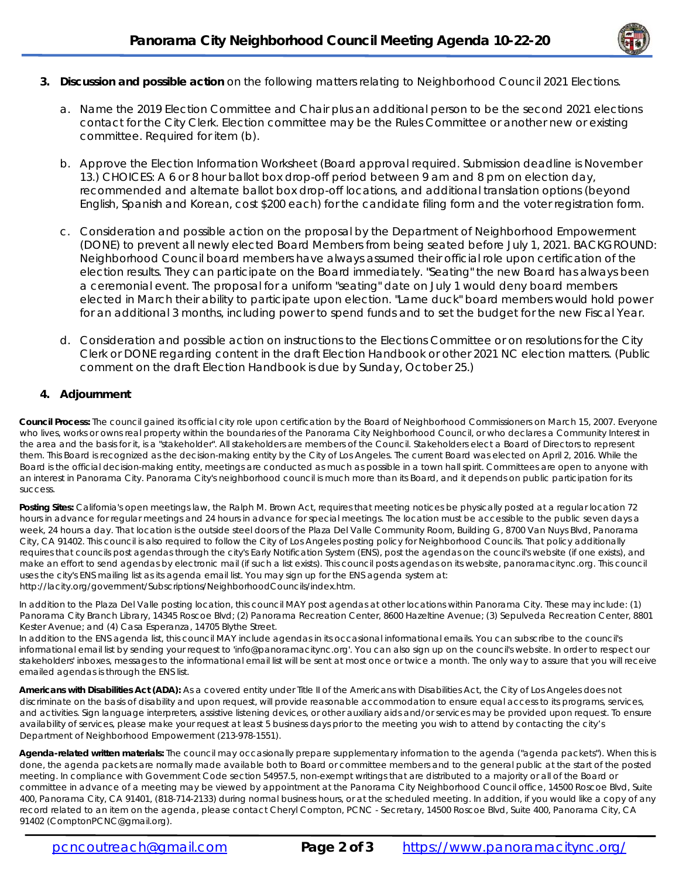3. **Discussion and possible action** on the following matters relating to Neighborhood Council 2021 Elections.

   a. Name the 2019 Election Committee and Chair plus an additional person to be the second 2021 elections contact for the City Clerk. Election committee may be the Rules Committee or another new or existing committee. Required for item (b).

   b. Approve the Election Information Worksheet (Board approval required. Submission deadline is November 13.) CHOICES: A 6 or 8 hour ballot box drop-off period between 9 am and 8 pm on election day, recommended and alternate ballot box drop-off locations, and additional translation options (beyond English, Spanish and Korean, cost $200 each) for the candidate filing form and the voter registration form.

   c. Consideration and possible action on the proposal by the Department of Neighborhood Empowerment (DONE) to prevent all newly elected Board Members from being seated before July 1, 2021. BACKGROUND: Neighborhood Council board members have always assumed their official role upon certification of the election results. They can participate on the Board immediately. "Seating" the new Board has always been a ceremonial event. The proposal for a uniform "seating" date on July 1 would deny board members elected in March their ability to participate upon election. "Lame duck" board members would hold power for an additional 3 months, including power to spend funds and to set the budget for the new Fiscal Year.

   d. Consideration and possible action on instructions to the Elections Committee or on resolutions for the City Clerk or DONE regarding content in the draft Election Handbook or other 2021 NC election matters. (Public comment on the draft Election Handbook is due by Sunday, October 25.)

4. **Adjournment**

**Council Process:** The council gained its official city role upon certification by the Board of Neighborhood Commissioners on March 15, 2007. Everyone who lives, works or owns real property within the boundaries of the Panorama City Neighborhood Council, or who declares a Community Interest in the area and the basis for it, is a "stakeholder". All stakeholders are members of the Council. Stakeholders elect a Board of Directors to represent them. This Board is recognized as the decision-making entity by the City of Los Angeles. The current Board was elected on April 2, 2016. While the Board is the official decision-making entity, meetings are conducted as much as possible in a town hall spirit. Committees are open to anyone with an interest in Panorama City. Panorama City's neighborhood council is much more than its Board, and it depends on public participation for its success.

**Posting Sites:** California's open meetings law, the Ralph M. Brown Act, requires that meeting notices be physically posted at a regular location 72 hours in advance for regular meetings and 24 hours in advance for special meetings. The location must be accessible to the public seven days a week, 24 hours a day. That location is the outside steel doors of the Plaza Del Valle Community Room, Building G, 8700 Van Nuys Blvd, Panorama City, CA 91402. This council is also required to follow the City of Los Angeles posting policy for Neighborhood Councils. That policy additionally requires that councils post agendas through the city's Early Notification System (ENS), post the agendas on the council's website (if one exists), and make an effort to send agendas by electronic mail (if such a list exists). This council posts agendas on its website, panoramacitync.org. This council uses the city's ENS mailing list as its agenda email list. You may sign up for the ENS agenda system at: http://lacity.org/government/Subscriptions/NeighborhoodCouncils/index.htm.

In addition to the Plaza Del Valle posting location, this council MAY post agendas at other locations within Panorama City. These may include: (1) Panorama City Branch Library, 14345 Roscoe Blvd; (2) Panorama Recreation Center, 8600 Hazeltine Avenue; (3) Sepulveda Recreation Center, 8801 Kester Avenue; and (4) Casa Esperanza, 14705 Blythe Street.
In addition to the ENS agenda list, this council MAY include agendas in its occasional informational emails. You can subscribe to the council's informational email list by sending your request to 'info@panoramacitync.org'. You can also sign up on the council's website. In order to respect our stakeholders' inboxes, messages to the informational email list will be sent at most once or twice a month. The only way to assure that you will receive emailed agendas is through the ENS list.

**Americans with Disabilities Act (ADA):** As a covered entity under Title II of the Americans with Disabilities Act, the City of Los Angeles does not discriminate on the basis of disability and upon request, will provide reasonable accommodation to ensure equal access to its programs, services, and activities. Sign language interpreters, assistive listening devices, or other auxiliary aids and/or services may be provided upon request. To ensure availability of services, please make your request at least 5 business days prior to the meeting you wish to attend by contacting the city's Department of Neighborhood Empowerment (213-978-1551).

**Agenda-related written materials:** The council may occasionally prepare supplementary information to the agenda ("agenda packets"). When this is done, the agenda packets are normally made available both to Board or committee members and to the general public at the start of the posted meeting. In compliance with Government Code section 54957.5, non-exempt writings that are distributed to a majority or all of the Board or committee in advance of a meeting may be viewed by appointment at the Panorama City Neighborhood Council office, 14500 Roscoe Blvd, Suite 400, Panorama City, CA 91401, (818-714-2133) during normal business hours, or at the scheduled meeting. In addition, if you would like a copy of any record related to an item on the agenda, please contact Cheryl Compton, PCNC - Secretary, 14500 Roscoe Blvd, Suite 400, Panorama City, CA 91402 (ComptonPCNC@gmail.org).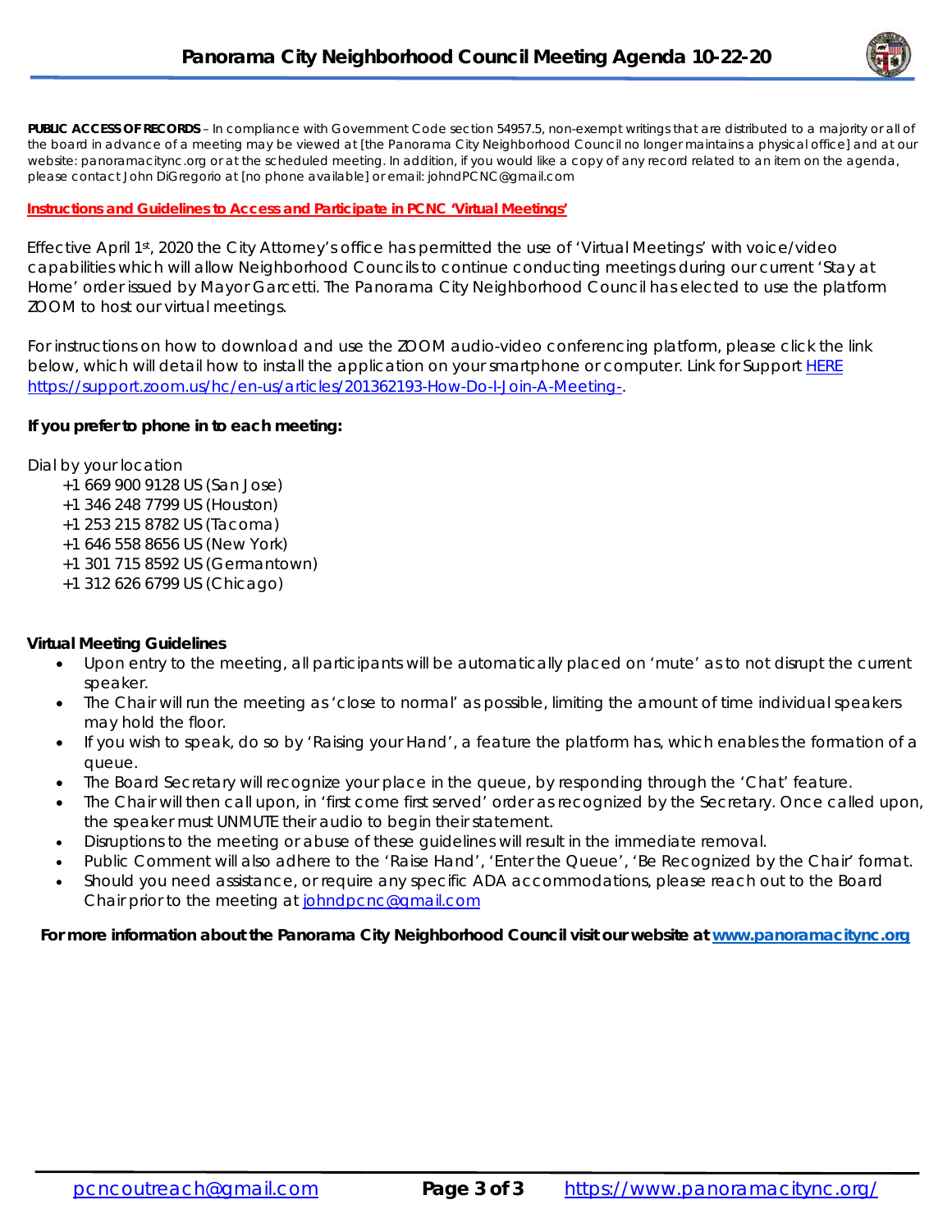**PUBLIC ACCESS OF RECORDS** – In compliance with Government Code section 54957.5, non-exempt writings that are distributed to a majority or all of the board in advance of a meeting may be viewed at [the Panorama City Neighborhood Council no longer maintains a physical office] and at our website: panoramacitync.org or at the scheduled meeting. In addition, if you would like a copy of any record related to an item on the agenda, please contact John DiGregorio at [no phone available] or email: johndPCNC@gmail.com

**Instructions and Guidelines to Access and Participate in PCNC 'Virtual Meetings'**

Effective April 1st, 2020 the City Attorney's office has permitted the use of 'Virtual Meetings' with voice/video capabilities which will allow Neighborhood Councils to continue conducting meetings during our current 'Stay at Home' order issued by Mayor Garcetti. The Panorama City Neighborhood Council has elected to use the platform ZOOM to host our virtual meetings.

For instructions on how to download and use the ZOOM audio-video conferencing platform, please click the link below, which will detail how to install the application on your smartphone or computer. Link for Support HERE https://support.zoom.us/hc/en-us/articles/201362193-How-Do-I-Join-A-Meeting-.

**If you prefer to phone in to each meeting:**

Dial by your location
- +1 669 900 9128 US (San Jose)
- +1 346 248 7799 US (Houston)
- +1 253 215 8782 US (Tacoma)
- +1 646 558 8656 US (New York)
- +1 301 715 8592 US (Germantown)
- +1 312 626 6799 US (Chicago)

**Virtual Meeting Guidelines**

- Upon entry to the meeting, all participants will be automatically placed on 'mute' as to not disrupt the current speaker.
- The Chair will run the meeting as 'close to normal' as possible, limiting the amount of time individual speakers may hold the floor.
- If you wish to speak, do so by 'Raising your Hand', a feature the platform has, which enables the formation of a queue.
- The Board Secretary will recognize your place in the queue, by responding through the 'Chat' feature.
- The Chair will then call upon, in 'first come first served' order as recognized by the Secretary. Once called upon, the speaker must UNMUTE their audio to begin their statement.
- Disruptions to the meeting or abuse of these guidelines will result in the immediate removal.
- Public Comment will also adhere to the 'Raise Hand', 'Enter the Queue', 'Be Recognized by the Chair' format.
- Should you need assistance, or require any specific ADA accommodations, please reach out to the Board Chair prior to the meeting at johndpcnc@gmail.com

**For more information about the Panorama City Neighborhood Council visit our website at www.panoramacitync.org**